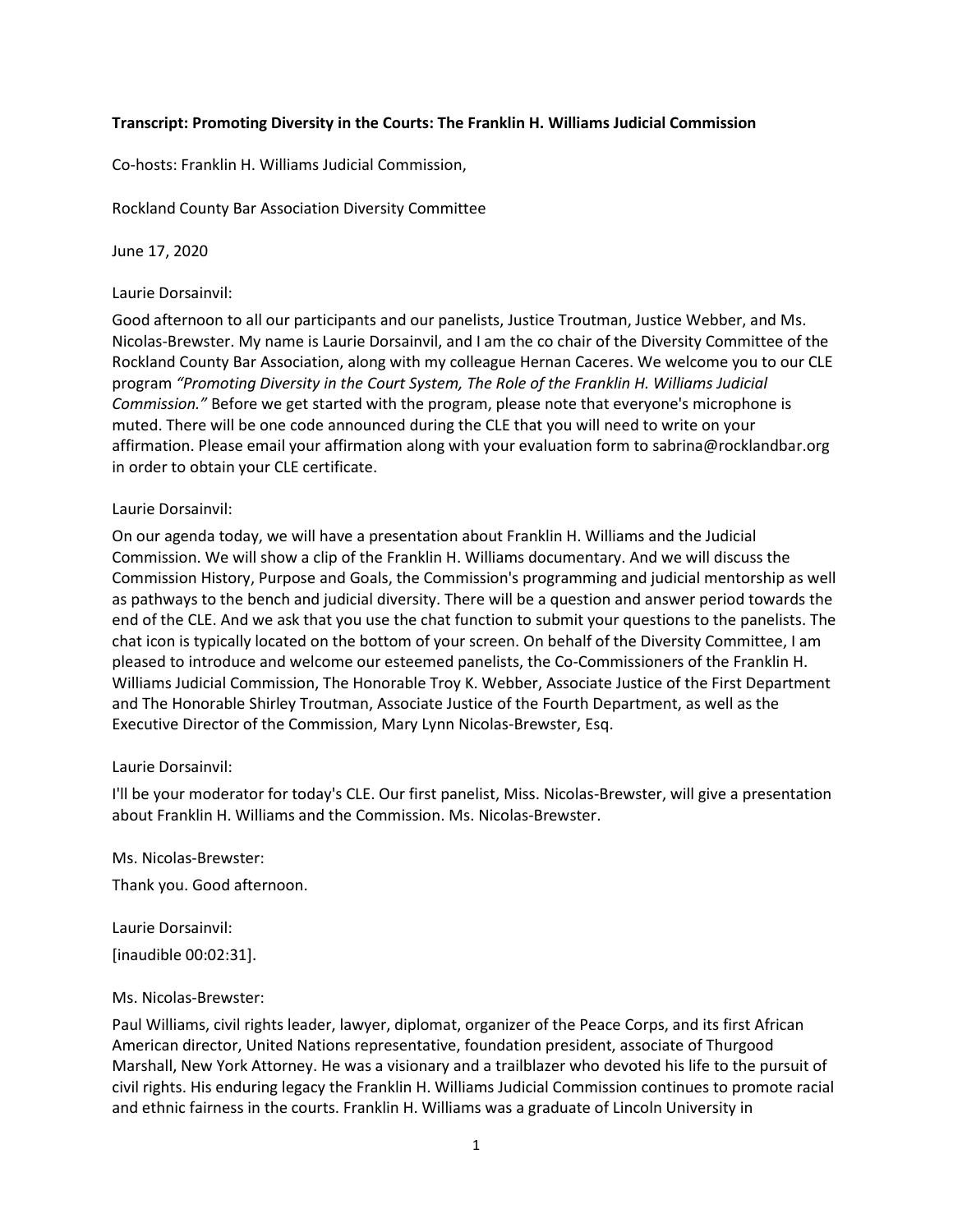**Transcript: Promoting Diversity in the Courts: The Franklin H. Williams Judicial Commission**

Co-hosts: Franklin H. Williams Judicial Commission,

Rockland County Bar Association Diversity Committee

June 17, 2020

Laurie Dorsainvil:

Good afternoon to all our participants and our panelists, Justice Troutman, Justice Webber, and Ms. Nicolas-Brewster. My name is Laurie Dorsainvil, and I am the co chair of the Diversity Committee of the Rockland County Bar Association, along with my colleague Hernan Caceres. We welcome you to our CLE program *"Promoting Diversity in the Court System, The Role of the Franklin H. Williams Judicial Commission."* Before we get started with the program, please note that everyone's microphone is muted. There will be one code announced during the CLE that you will need to write on your affirmation. Please email your affirmation along with your evaluation form to sabrina@rocklandbar.org in order to obtain your CLE certificate.

Laurie Dorsainvil:

On our agenda today, we will have a presentation about Franklin H. Williams and the Judicial Commission. We will show a clip of the Franklin H. Williams documentary. And we will discuss the Commission History, Purpose and Goals, the Commission's programming and judicial mentorship as well as pathways to the bench and judicial diversity. There will be a question and answer period towards the end of the CLE. And we ask that you use the chat function to submit your questions to the panelists. The chat icon is typically located on the bottom of your screen. On behalf of the Diversity Committee, I am pleased to introduce and welcome our esteemed panelists, the Co-Commissioners of the Franklin H. Williams Judicial Commission, The Honorable Troy K. Webber, Associate Justice of the First Department and The Honorable Shirley Troutman, Associate Justice of the Fourth Department, as well as the Executive Director of the Commission, Mary Lynn Nicolas-Brewster, Esq.

Laurie Dorsainvil:

I'll be your moderator for today's CLE. Our first panelist, Miss. Nicolas-Brewster, will give a presentation about Franklin H. Williams and the Commission. Ms. Nicolas-Brewster.

Ms. Nicolas-Brewster:

Thank you. Good afternoon.

Laurie Dorsainvil:

[inaudible 00:02:31].

Ms. Nicolas-Brewster:

Paul Williams, civil rights leader, lawyer, diplomat, organizer of the Peace Corps, and its first African American director, United Nations representative, foundation president, associate of Thurgood Marshall, New York Attorney. He was a visionary and a trailblazer who devoted his life to the pursuit of civil rights. His enduring legacy the Franklin H. Williams Judicial Commission continues to promote racial and ethnic fairness in the courts. Franklin H. Williams was a graduate of Lincoln University in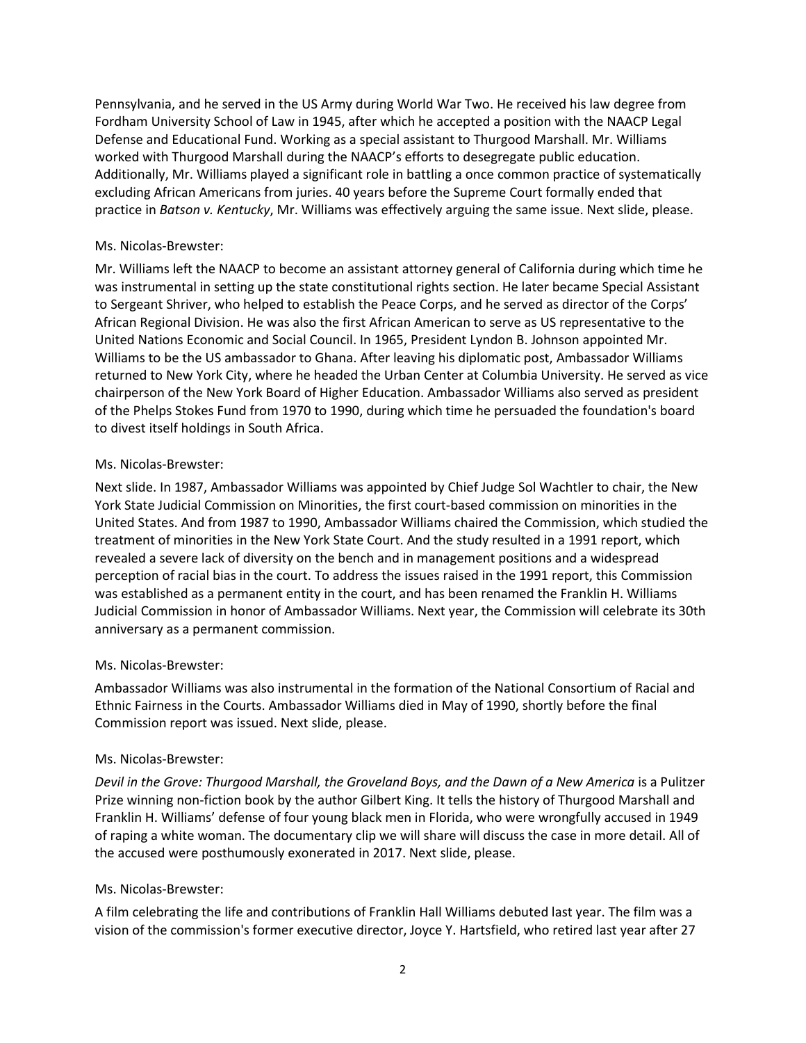Pennsylvania, and he served in the US Army during World War Two. He received his law degree from Fordham University School of Law in 1945, after which he accepted a position with the NAACP Legal Defense and Educational Fund. Working as a special assistant to Thurgood Marshall. Mr. Williams worked with Thurgood Marshall during the NAACP's efforts to desegregate public education. Additionally, Mr. Williams played a significant role in battling a once common practice of systematically excluding African Americans from juries. 40 years before the Supreme Court formally ended that practice in *Batson v. Kentucky*, Mr. Williams was effectively arguing the same issue. Next slide, please.

Ms. Nicolas-Brewster:

Mr. Williams left the NAACP to become an assistant attorney general of California during which time he was instrumental in setting up the state constitutional rights section. He later became Special Assistant to Sergeant Shriver, who helped to establish the Peace Corps, and he served as director of the Corps' African Regional Division. He was also the first African American to serve as US representative to the United Nations Economic and Social Council. In 1965, President Lyndon B. Johnson appointed Mr. Williams to be the US ambassador to Ghana. After leaving his diplomatic post, Ambassador Williams returned to New York City, where he headed the Urban Center at Columbia University. He served as vice chairperson of the New York Board of Higher Education. Ambassador Williams also served as president of the Phelps Stokes Fund from 1970 to 1990, during which time he persuaded the foundation's board to divest itself holdings in South Africa.

Ms. Nicolas-Brewster:

Next slide. In 1987, Ambassador Williams was appointed by Chief Judge Sol Wachtler to chair, the New York State Judicial Commission on Minorities, the first court-based commission on minorities in the United States. And from 1987 to 1990, Ambassador Williams chaired the Commission, which studied the treatment of minorities in the New York State Court. And the study resulted in a 1991 report, which revealed a severe lack of diversity on the bench and in management positions and a widespread perception of racial bias in the court. To address the issues raised in the 1991 report, this Commission was established as a permanent entity in the court, and has been renamed the Franklin H. Williams Judicial Commission in honor of Ambassador Williams. Next year, the Commission will celebrate its 30th anniversary as a permanent commission.

Ms. Nicolas-Brewster:

Ambassador Williams was also instrumental in the formation of the National Consortium of Racial and Ethnic Fairness in the Courts. Ambassador Williams died in May of 1990, shortly before the final Commission report was issued. Next slide, please.

Ms. Nicolas-Brewster:

*Devil in the Grove: Thurgood Marshall, the Groveland Boys, and the Dawn of a New America* is a Pulitzer Prize winning non-fiction book by the author Gilbert King. It tells the history of Thurgood Marshall and Franklin H. Williams' defense of four young black men in Florida, who were wrongfully accused in 1949 of raping a white woman. The documentary clip we will share will discuss the case in more detail. All of the accused were posthumously exonerated in 2017. Next slide, please.

Ms. Nicolas-Brewster:

A film celebrating the life and contributions of Franklin Hall Williams debuted last year. The film was a vision of the commission's former executive director, Joyce Y. Hartsfield, who retired last year after 27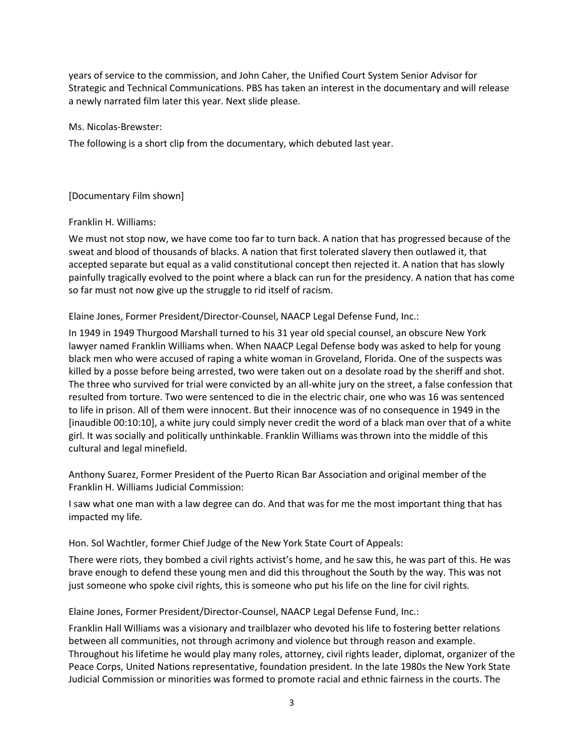years of service to the commission, and John Caher, the Unified Court System Senior Advisor for Strategic and Technical Communications. PBS has taken an interest in the documentary and will release a newly narrated film later this year. Next slide please.

Ms. Nicolas-Brewster:

The following is a short clip from the documentary, which debuted last year.

[Documentary Film shown]

Franklin H. Williams:

We must not stop now, we have come too far to turn back. A nation that has progressed because of the sweat and blood of thousands of blacks. A nation that first tolerated slavery then outlawed it, that accepted separate but equal as a valid constitutional concept then rejected it. A nation that has slowly painfully tragically evolved to the point where a black can run for the presidency. A nation that has come so far must not now give up the struggle to rid itself of racism.

Elaine Jones, Former President/Director-Counsel, NAACP Legal Defense Fund, Inc.:

In 1949 in 1949 Thurgood Marshall turned to his 31 year old special counsel, an obscure New York lawyer named Franklin Williams when. When NAACP Legal Defense body was asked to help for young black men who were accused of raping a white woman in Groveland, Florida. One of the suspects was killed by a posse before being arrested, two were taken out on a desolate road by the sheriff and shot. The three who survived for trial were convicted by an all-white jury on the street, a false confession that resulted from torture. Two were sentenced to die in the electric chair, one who was 16 was sentenced to life in prison. All of them were innocent. But their innocence was of no consequence in 1949 in the [inaudible 00:10:10], a white jury could simply never credit the word of a black man over that of a white girl. It was socially and politically unthinkable. Franklin Williams was thrown into the middle of this cultural and legal minefield.

Anthony Suarez, Former President of the Puerto Rican Bar Association and original member of the Franklin H. Williams Judicial Commission:

I saw what one man with a law degree can do. And that was for me the most important thing that has impacted my life.

Hon. Sol Wachtler, former Chief Judge of the New York State Court of Appeals:

There were riots, they bombed a civil rights activist's home, and he saw this, he was part of this. He was brave enough to defend these young men and did this throughout the South by the way. This was not just someone who spoke civil rights, this is someone who put his life on the line for civil rights.

Elaine Jones, Former President/Director-Counsel, NAACP Legal Defense Fund, Inc.:

Franklin Hall Williams was a visionary and trailblazer who devoted his life to fostering better relations between all communities, not through acrimony and violence but through reason and example. Throughout his lifetime he would play many roles, attorney, civil rights leader, diplomat, organizer of the Peace Corps, United Nations representative, foundation president. In the late 1980s the New York State Judicial Commission or minorities was formed to promote racial and ethnic fairness in the courts. The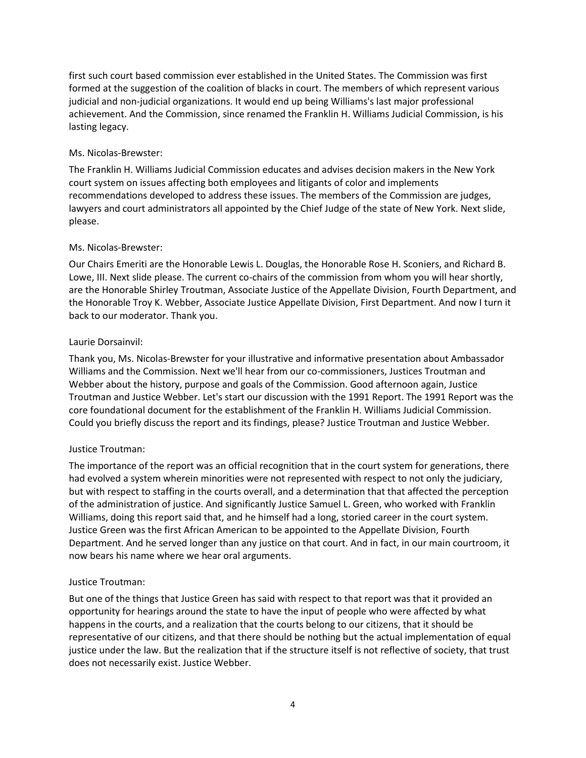first such court based commission ever established in the United States. The Commission was first formed at the suggestion of the coalition of blacks in court. The members of which represent various judicial and non-judicial organizations. It would end up being Williams's last major professional achievement. And the Commission, since renamed the Franklin H. Williams Judicial Commission, is his lasting legacy.

Ms. Nicolas-Brewster:

The Franklin H. Williams Judicial Commission educates and advises decision makers in the New York court system on issues affecting both employees and litigants of color and implements recommendations developed to address these issues. The members of the Commission are judges, lawyers and court administrators all appointed by the Chief Judge of the state of New York. Next slide, please.

Ms. Nicolas-Brewster:

Our Chairs Emeriti are the Honorable Lewis L. Douglas, the Honorable Rose H. Sconiers, and Richard B. Lowe, III. Next slide please. The current co-chairs of the commission from whom you will hear shortly, are the Honorable Shirley Troutman, Associate Justice of the Appellate Division, Fourth Department, and the Honorable Troy K. Webber, Associate Justice Appellate Division, First Department. And now I turn it back to our moderator. Thank you.

Laurie Dorsainvil:

Thank you, Ms. Nicolas-Brewster for your illustrative and informative presentation about Ambassador Williams and the Commission. Next we'll hear from our co-commissioners, Justices Troutman and Webber about the history, purpose and goals of the Commission. Good afternoon again, Justice Troutman and Justice Webber. Let's start our discussion with the 1991 Report. The 1991 Report was the core foundational document for the establishment of the Franklin H. Williams Judicial Commission. Could you briefly discuss the report and its findings, please? Justice Troutman and Justice Webber.

Justice Troutman:

The importance of the report was an official recognition that in the court system for generations, there had evolved a system wherein minorities were not represented with respect to not only the judiciary, but with respect to staffing in the courts overall, and a determination that that affected the perception of the administration of justice. And significantly Justice Samuel L. Green, who worked with Franklin Williams, doing this report said that, and he himself had a long, storied career in the court system. Justice Green was the first African American to be appointed to the Appellate Division, Fourth Department. And he served longer than any justice on that court. And in fact, in our main courtroom, it now bears his name where we hear oral arguments.

Justice Troutman:

But one of the things that Justice Green has said with respect to that report was that it provided an opportunity for hearings around the state to have the input of people who were affected by what happens in the courts, and a realization that the courts belong to our citizens, that it should be representative of our citizens, and that there should be nothing but the actual implementation of equal justice under the law. But the realization that if the structure itself is not reflective of society, that trust does not necessarily exist. Justice Webber.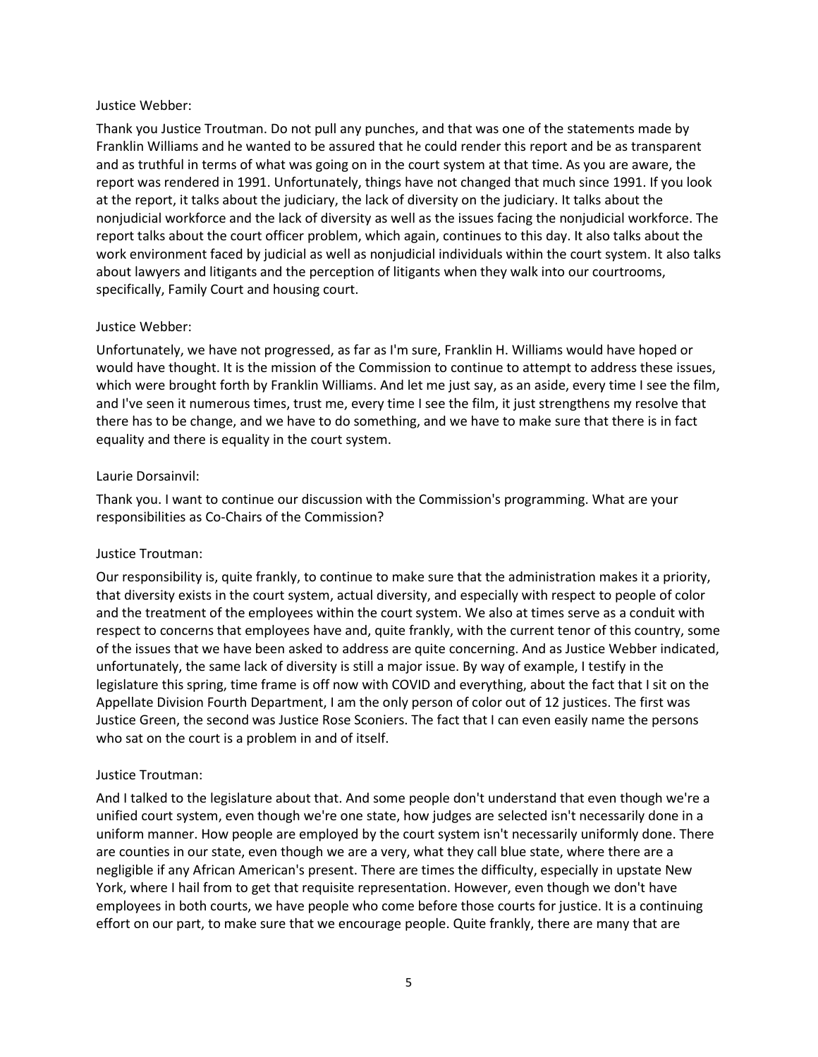Justice Webber:

Thank you Justice Troutman. Do not pull any punches, and that was one of the statements made by Franklin Williams and he wanted to be assured that he could render this report and be as transparent and as truthful in terms of what was going on in the court system at that time. As you are aware, the report was rendered in 1991. Unfortunately, things have not changed that much since 1991. If you look at the report, it talks about the judiciary, the lack of diversity on the judiciary. It talks about the nonjudicial workforce and the lack of diversity as well as the issues facing the nonjudicial workforce. The report talks about the court officer problem, which again, continues to this day. It also talks about the work environment faced by judicial as well as nonjudicial individuals within the court system. It also talks about lawyers and litigants and the perception of litigants when they walk into our courtrooms, specifically, Family Court and housing court.

Justice Webber:

Unfortunately, we have not progressed, as far as I'm sure, Franklin H. Williams would have hoped or would have thought. It is the mission of the Commission to continue to attempt to address these issues, which were brought forth by Franklin Williams. And let me just say, as an aside, every time I see the film, and I've seen it numerous times, trust me, every time I see the film, it just strengthens my resolve that there has to be change, and we have to do something, and we have to make sure that there is in fact equality and there is equality in the court system.

Laurie Dorsainvil:

Thank you. I want to continue our discussion with the Commission's programming. What are your responsibilities as Co-Chairs of the Commission?

Justice Troutman:

Our responsibility is, quite frankly, to continue to make sure that the administration makes it a priority, that diversity exists in the court system, actual diversity, and especially with respect to people of color and the treatment of the employees within the court system. We also at times serve as a conduit with respect to concerns that employees have and, quite frankly, with the current tenor of this country, some of the issues that we have been asked to address are quite concerning. And as Justice Webber indicated, unfortunately, the same lack of diversity is still a major issue. By way of example, I testify in the legislature this spring, time frame is off now with COVID and everything, about the fact that I sit on the Appellate Division Fourth Department, I am the only person of color out of 12 justices. The first was Justice Green, the second was Justice Rose Sconiers. The fact that I can even easily name the persons who sat on the court is a problem in and of itself.

Justice Troutman:

And I talked to the legislature about that. And some people don't understand that even though we're a unified court system, even though we're one state, how judges are selected isn't necessarily done in a uniform manner. How people are employed by the court system isn't necessarily uniformly done. There are counties in our state, even though we are a very, what they call blue state, where there are a negligible if any African American's present. There are times the difficulty, especially in upstate New York, where I hail from to get that requisite representation. However, even though we don't have employees in both courts, we have people who come before those courts for justice. It is a continuing effort on our part, to make sure that we encourage people. Quite frankly, there are many that are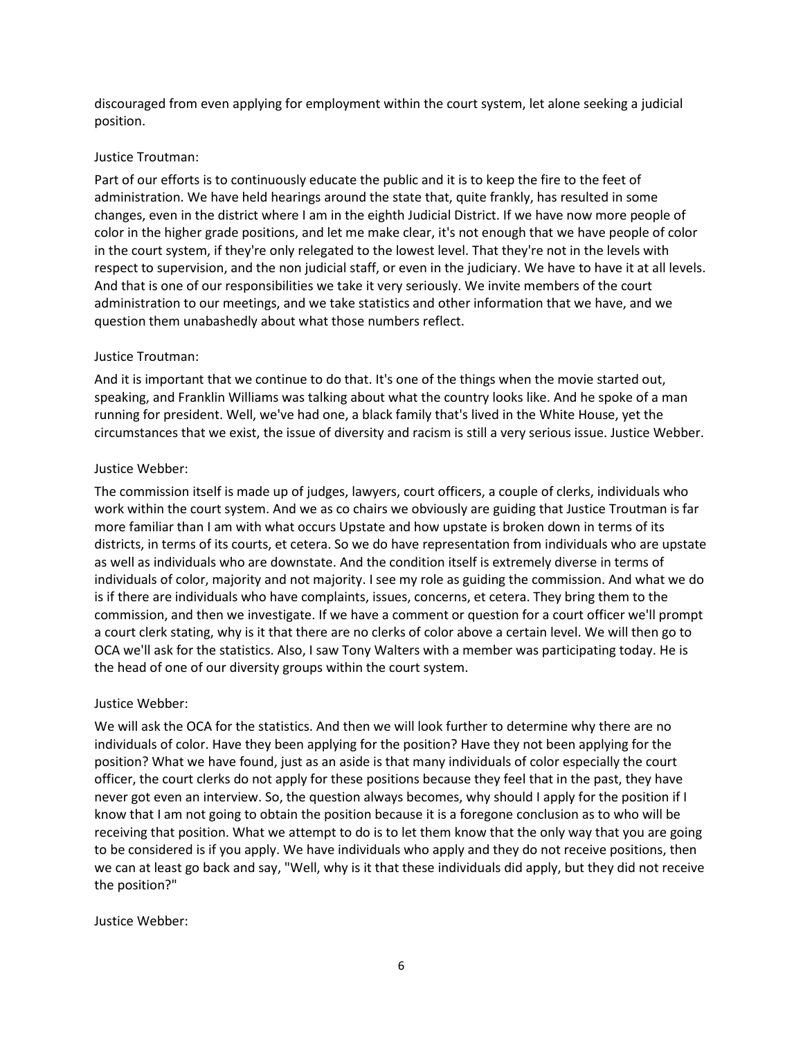discouraged from even applying for employment within the court system, let alone seeking a judicial position.

Justice Troutman:

Part of our efforts is to continuously educate the public and it is to keep the fire to the feet of administration. We have held hearings around the state that, quite frankly, has resulted in some changes, even in the district where I am in the eighth Judicial District. If we have now more people of color in the higher grade positions, and let me make clear, it's not enough that we have people of color in the court system, if they're only relegated to the lowest level. That they're not in the levels with respect to supervision, and the non judicial staff, or even in the judiciary. We have to have it at all levels. And that is one of our responsibilities we take it very seriously. We invite members of the court administration to our meetings, and we take statistics and other information that we have, and we question them unabashedly about what those numbers reflect.

Justice Troutman:

And it is important that we continue to do that. It's one of the things when the movie started out, speaking, and Franklin Williams was talking about what the country looks like. And he spoke of a man running for president. Well, we've had one, a black family that's lived in the White House, yet the circumstances that we exist, the issue of diversity and racism is still a very serious issue. Justice Webber.

Justice Webber:

The commission itself is made up of judges, lawyers, court officers, a couple of clerks, individuals who work within the court system. And we as co chairs we obviously are guiding that Justice Troutman is far more familiar than I am with what occurs Upstate and how upstate is broken down in terms of its districts, in terms of its courts, et cetera. So we do have representation from individuals who are upstate as well as individuals who are downstate. And the condition itself is extremely diverse in terms of individuals of color, majority and not majority. I see my role as guiding the commission. And what we do is if there are individuals who have complaints, issues, concerns, et cetera. They bring them to the commission, and then we investigate. If we have a comment or question for a court officer we'll prompt a court clerk stating, why is it that there are no clerks of color above a certain level. We will then go to OCA we'll ask for the statistics. Also, I saw Tony Walters with a member was participating today. He is the head of one of our diversity groups within the court system.

Justice Webber:

We will ask the OCA for the statistics. And then we will look further to determine why there are no individuals of color. Have they been applying for the position? Have they not been applying for the position? What we have found, just as an aside is that many individuals of color especially the court officer, the court clerks do not apply for these positions because they feel that in the past, they have never got even an interview. So, the question always becomes, why should I apply for the position if I know that I am not going to obtain the position because it is a foregone conclusion as to who will be receiving that position. What we attempt to do is to let them know that the only way that you are going to be considered is if you apply. We have individuals who apply and they do not receive positions, then we can at least go back and say, "Well, why is it that these individuals did apply, but they did not receive the position?"

Justice Webber: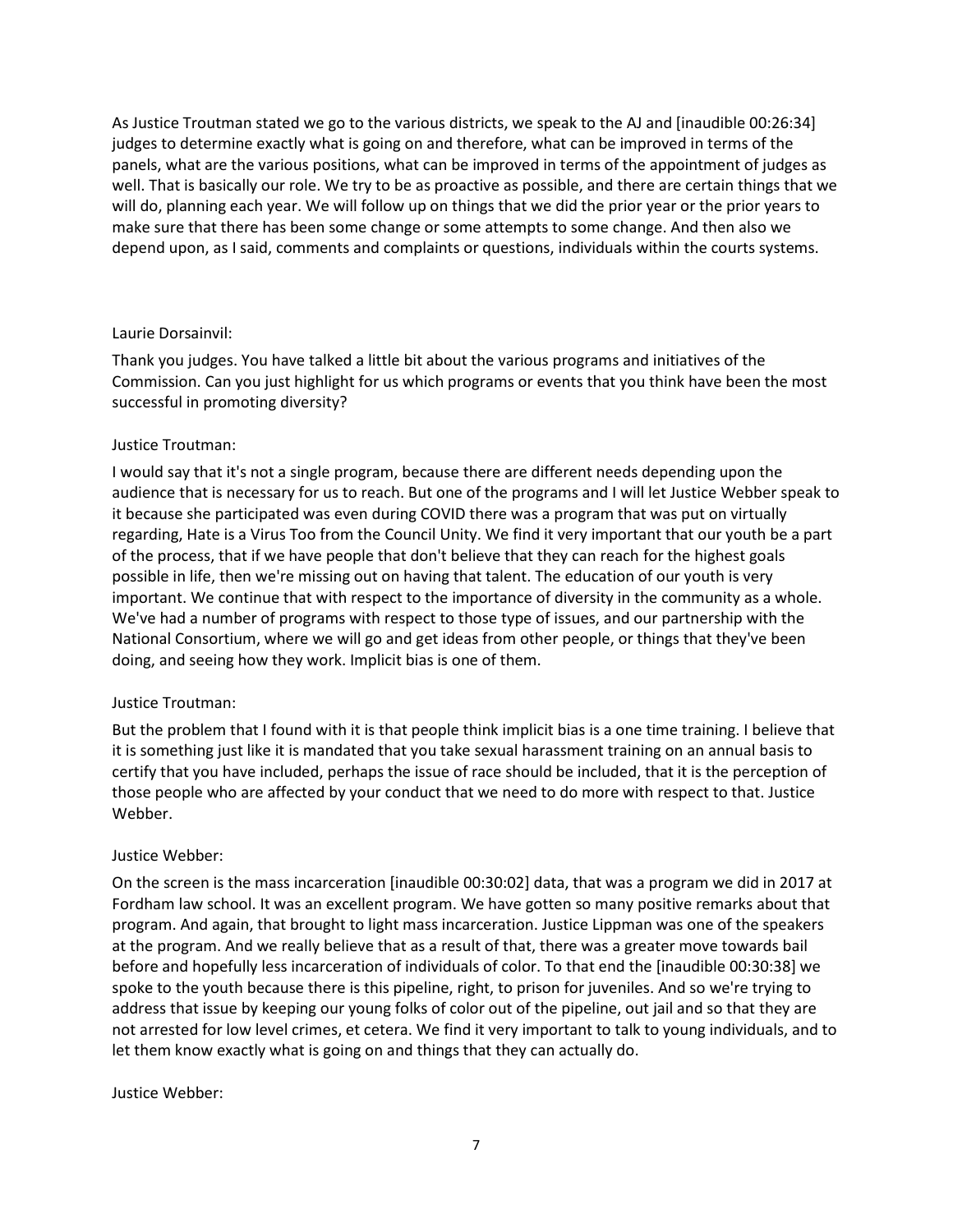As Justice Troutman stated we go to the various districts, we speak to the AJ and [inaudible 00:26:34] judges to determine exactly what is going on and therefore, what can be improved in terms of the panels, what are the various positions, what can be improved in terms of the appointment of judges as well. That is basically our role. We try to be as proactive as possible, and there are certain things that we will do, planning each year. We will follow up on things that we did the prior year or the prior years to make sure that there has been some change or some attempts to some change. And then also we depend upon, as I said, comments and complaints or questions, individuals within the courts systems.

Laurie Dorsainvil:

Thank you judges. You have talked a little bit about the various programs and initiatives of the Commission. Can you just highlight for us which programs or events that you think have been the most successful in promoting diversity?

Justice Troutman:

I would say that it's not a single program, because there are different needs depending upon the audience that is necessary for us to reach. But one of the programs and I will let Justice Webber speak to it because she participated was even during COVID there was a program that was put on virtually regarding, Hate is a Virus Too from the Council Unity. We find it very important that our youth be a part of the process, that if we have people that don't believe that they can reach for the highest goals possible in life, then we're missing out on having that talent. The education of our youth is very important. We continue that with respect to the importance of diversity in the community as a whole. We've had a number of programs with respect to those type of issues, and our partnership with the National Consortium, where we will go and get ideas from other people, or things that they've been doing, and seeing how they work. Implicit bias is one of them.

Justice Troutman:

But the problem that I found with it is that people think implicit bias is a one time training. I believe that it is something just like it is mandated that you take sexual harassment training on an annual basis to certify that you have included, perhaps the issue of race should be included, that it is the perception of those people who are affected by your conduct that we need to do more with respect to that. Justice Webber.

Justice Webber:

On the screen is the mass incarceration [inaudible 00:30:02] data, that was a program we did in 2017 at Fordham law school. It was an excellent program. We have gotten so many positive remarks about that program. And again, that brought to light mass incarceration. Justice Lippman was one of the speakers at the program. And we really believe that as a result of that, there was a greater move towards bail before and hopefully less incarceration of individuals of color. To that end the [inaudible 00:30:38] we spoke to the youth because there is this pipeline, right, to prison for juveniles. And so we're trying to address that issue by keeping our young folks of color out of the pipeline, out jail and so that they are not arrested for low level crimes, et cetera. We find it very important to talk to young individuals, and to let them know exactly what is going on and things that they can actually do.

Justice Webber: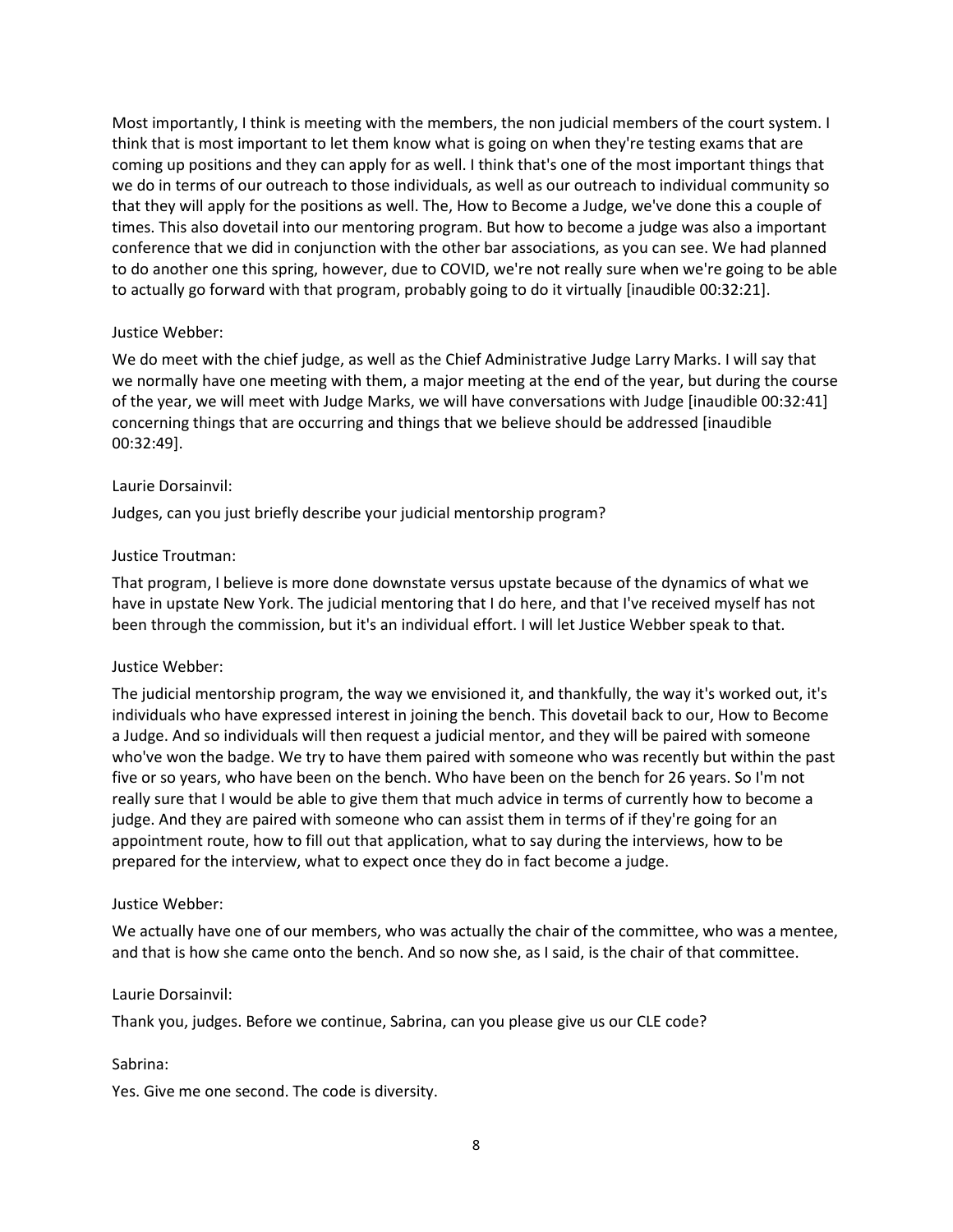Most importantly, I think is meeting with the members, the non judicial members of the court system. I think that is most important to let them know what is going on when they're testing exams that are coming up positions and they can apply for as well. I think that's one of the most important things that we do in terms of our outreach to those individuals, as well as our outreach to individual community so that they will apply for the positions as well. The, How to Become a Judge, we've done this a couple of times. This also dovetail into our mentoring program. But how to become a judge was also a important conference that we did in conjunction with the other bar associations, as you can see. We had planned to do another one this spring, however, due to COVID, we're not really sure when we're going to be able to actually go forward with that program, probably going to do it virtually [inaudible 00:32:21].

Justice Webber:

We do meet with the chief judge, as well as the Chief Administrative Judge Larry Marks. I will say that we normally have one meeting with them, a major meeting at the end of the year, but during the course of the year, we will meet with Judge Marks, we will have conversations with Judge [inaudible 00:32:41] concerning things that are occurring and things that we believe should be addressed [inaudible 00:32:49].

Laurie Dorsainvil:

Judges, can you just briefly describe your judicial mentorship program?

Justice Troutman:

That program, I believe is more done downstate versus upstate because of the dynamics of what we have in upstate New York. The judicial mentoring that I do here, and that I've received myself has not been through the commission, but it's an individual effort. I will let Justice Webber speak to that.

Justice Webber:

The judicial mentorship program, the way we envisioned it, and thankfully, the way it's worked out, it's individuals who have expressed interest in joining the bench. This dovetail back to our, How to Become a Judge. And so individuals will then request a judicial mentor, and they will be paired with someone who've won the badge. We try to have them paired with someone who was recently but within the past five or so years, who have been on the bench. Who have been on the bench for 26 years. So I'm not really sure that I would be able to give them that much advice in terms of currently how to become a judge. And they are paired with someone who can assist them in terms of if they're going for an appointment route, how to fill out that application, what to say during the interviews, how to be prepared for the interview, what to expect once they do in fact become a judge.

Justice Webber:

We actually have one of our members, who was actually the chair of the committee, who was a mentee, and that is how she came onto the bench. And so now she, as I said, is the chair of that committee.

Laurie Dorsainvil:

Thank you, judges. Before we continue, Sabrina, can you please give us our CLE code?

Sabrina:

Yes. Give me one second. The code is diversity.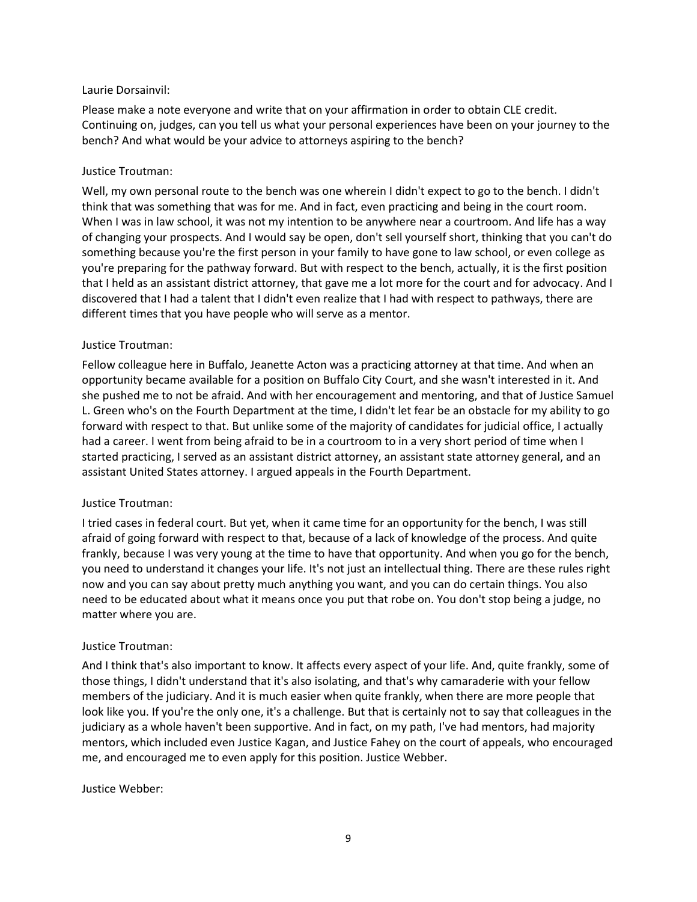Laurie Dorsainvil:

Please make a note everyone and write that on your affirmation in order to obtain CLE credit. Continuing on, judges, can you tell us what your personal experiences have been on your journey to the bench? And what would be your advice to attorneys aspiring to the bench?

Justice Troutman:

Well, my own personal route to the bench was one wherein I didn't expect to go to the bench. I didn't think that was something that was for me. And in fact, even practicing and being in the court room. When I was in law school, it was not my intention to be anywhere near a courtroom. And life has a way of changing your prospects. And I would say be open, don't sell yourself short, thinking that you can't do something because you're the first person in your family to have gone to law school, or even college as you're preparing for the pathway forward. But with respect to the bench, actually, it is the first position that I held as an assistant district attorney, that gave me a lot more for the court and for advocacy. And I discovered that I had a talent that I didn't even realize that I had with respect to pathways, there are different times that you have people who will serve as a mentor.

Justice Troutman:

Fellow colleague here in Buffalo, Jeanette Acton was a practicing attorney at that time. And when an opportunity became available for a position on Buffalo City Court, and she wasn't interested in it. And she pushed me to not be afraid. And with her encouragement and mentoring, and that of Justice Samuel L. Green who's on the Fourth Department at the time, I didn't let fear be an obstacle for my ability to go forward with respect to that. But unlike some of the majority of candidates for judicial office, I actually had a career. I went from being afraid to be in a courtroom to in a very short period of time when I started practicing, I served as an assistant district attorney, an assistant state attorney general, and an assistant United States attorney. I argued appeals in the Fourth Department.

Justice Troutman:

I tried cases in federal court. But yet, when it came time for an opportunity for the bench, I was still afraid of going forward with respect to that, because of a lack of knowledge of the process. And quite frankly, because I was very young at the time to have that opportunity. And when you go for the bench, you need to understand it changes your life. It's not just an intellectual thing. There are these rules right now and you can say about pretty much anything you want, and you can do certain things. You also need to be educated about what it means once you put that robe on. You don't stop being a judge, no matter where you are.

Justice Troutman:

And I think that's also important to know. It affects every aspect of your life. And, quite frankly, some of those things, I didn't understand that it's also isolating, and that's why camaraderie with your fellow members of the judiciary. And it is much easier when quite frankly, when there are more people that look like you. If you're the only one, it's a challenge. But that is certainly not to say that colleagues in the judiciary as a whole haven't been supportive. And in fact, on my path, I've had mentors, had majority mentors, which included even Justice Kagan, and Justice Fahey on the court of appeals, who encouraged me, and encouraged me to even apply for this position. Justice Webber.

Justice Webber: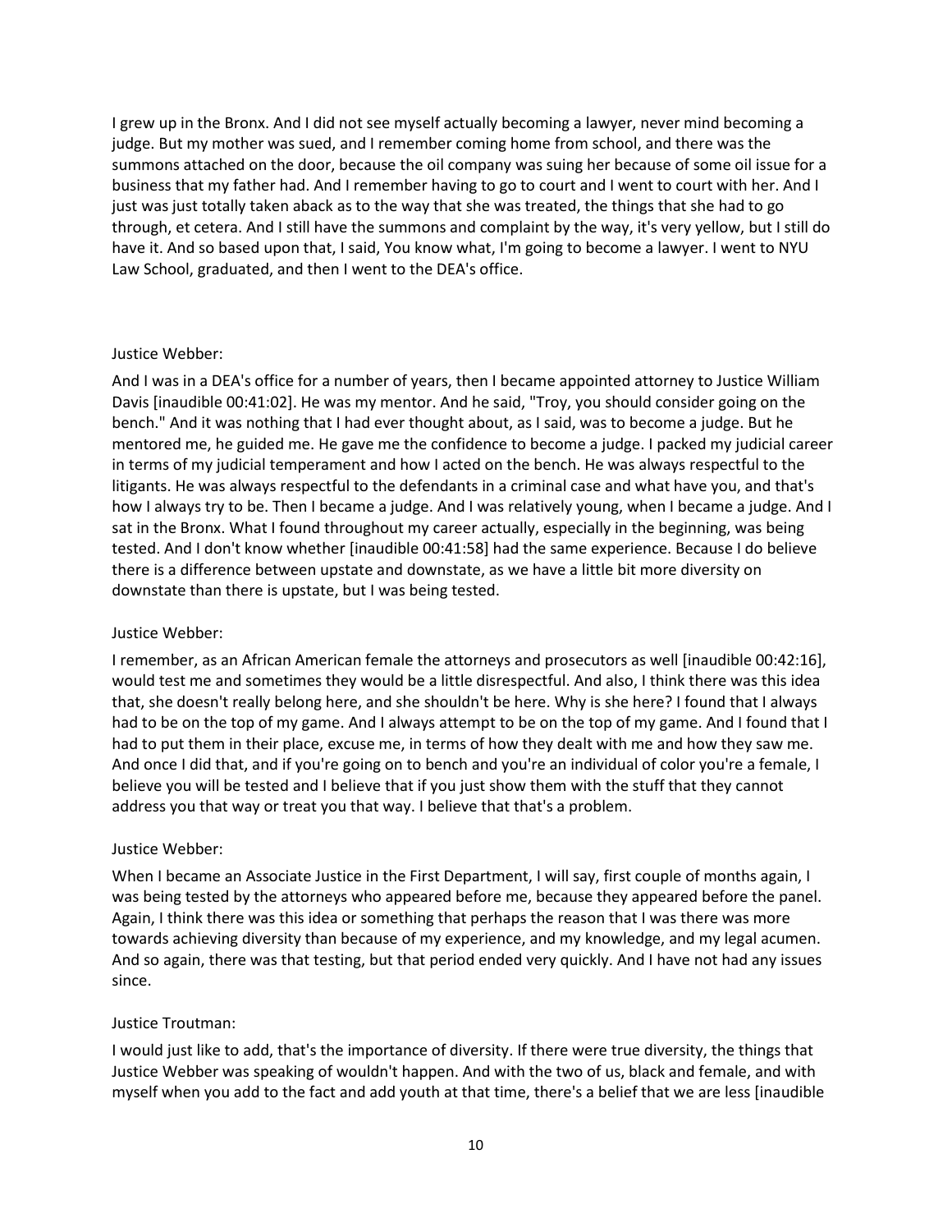I grew up in the Bronx. And I did not see myself actually becoming a lawyer, never mind becoming a judge. But my mother was sued, and I remember coming home from school, and there was the summons attached on the door, because the oil company was suing her because of some oil issue for a business that my father had. And I remember having to go to court and I went to court with her. And I just was just totally taken aback as to the way that she was treated, the things that she had to go through, et cetera. And I still have the summons and complaint by the way, it's very yellow, but I still do have it. And so based upon that, I said, You know what, I'm going to become a lawyer. I went to NYU Law School, graduated, and then I went to the DEA's office.

Justice Webber:

And I was in a DEA's office for a number of years, then I became appointed attorney to Justice William Davis [inaudible 00:41:02]. He was my mentor. And he said, "Troy, you should consider going on the bench." And it was nothing that I had ever thought about, as I said, was to become a judge. But he mentored me, he guided me. He gave me the confidence to become a judge. I packed my judicial career in terms of my judicial temperament and how I acted on the bench. He was always respectful to the litigants. He was always respectful to the defendants in a criminal case and what have you, and that's how I always try to be. Then I became a judge. And I was relatively young, when I became a judge. And I sat in the Bronx. What I found throughout my career actually, especially in the beginning, was being tested. And I don't know whether [inaudible 00:41:58] had the same experience. Because I do believe there is a difference between upstate and downstate, as we have a little bit more diversity on downstate than there is upstate, but I was being tested.

Justice Webber:

I remember, as an African American female the attorneys and prosecutors as well [inaudible 00:42:16], would test me and sometimes they would be a little disrespectful. And also, I think there was this idea that, she doesn't really belong here, and she shouldn't be here. Why is she here? I found that I always had to be on the top of my game. And I always attempt to be on the top of my game. And I found that I had to put them in their place, excuse me, in terms of how they dealt with me and how they saw me. And once I did that, and if you're going on to bench and you're an individual of color you're a female, I believe you will be tested and I believe that if you just show them with the stuff that they cannot address you that way or treat you that way. I believe that that's a problem.

Justice Webber:

When I became an Associate Justice in the First Department, I will say, first couple of months again, I was being tested by the attorneys who appeared before me, because they appeared before the panel. Again, I think there was this idea or something that perhaps the reason that I was there was more towards achieving diversity than because of my experience, and my knowledge, and my legal acumen. And so again, there was that testing, but that period ended very quickly. And I have not had any issues since.

Justice Troutman:

I would just like to add, that's the importance of diversity. If there were true diversity, the things that Justice Webber was speaking of wouldn't happen. And with the two of us, black and female, and with myself when you add to the fact and add youth at that time, there's a belief that we are less [inaudible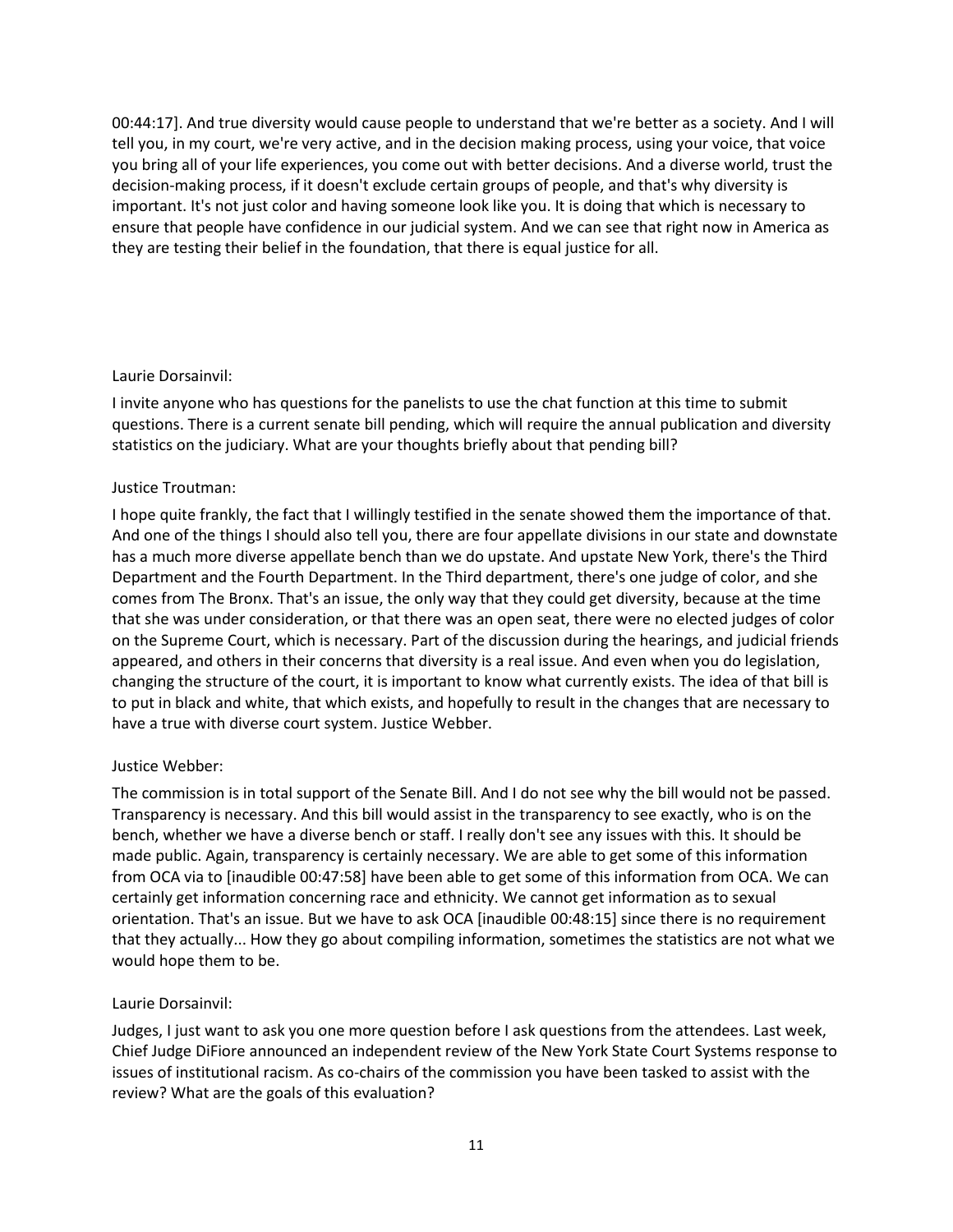00:44:17]. And true diversity would cause people to understand that we're better as a society. And I will tell you, in my court, we're very active, and in the decision making process, using your voice, that voice you bring all of your life experiences, you come out with better decisions. And a diverse world, trust the decision-making process, if it doesn't exclude certain groups of people, and that's why diversity is important. It's not just color and having someone look like you. It is doing that which is necessary to ensure that people have confidence in our judicial system. And we can see that right now in America as they are testing their belief in the foundation, that there is equal justice for all.

Laurie Dorsainvil:

I invite anyone who has questions for the panelists to use the chat function at this time to submit questions. There is a current senate bill pending, which will require the annual publication and diversity statistics on the judiciary. What are your thoughts briefly about that pending bill?

Justice Troutman:

I hope quite frankly, the fact that I willingly testified in the senate showed them the importance of that. And one of the things I should also tell you, there are four appellate divisions in our state and downstate has a much more diverse appellate bench than we do upstate. And upstate New York, there's the Third Department and the Fourth Department. In the Third department, there's one judge of color, and she comes from The Bronx. That's an issue, the only way that they could get diversity, because at the time that she was under consideration, or that there was an open seat, there were no elected judges of color on the Supreme Court, which is necessary. Part of the discussion during the hearings, and judicial friends appeared, and others in their concerns that diversity is a real issue. And even when you do legislation, changing the structure of the court, it is important to know what currently exists. The idea of that bill is to put in black and white, that which exists, and hopefully to result in the changes that are necessary to have a true with diverse court system. Justice Webber.

Justice Webber:

The commission is in total support of the Senate Bill. And I do not see why the bill would not be passed. Transparency is necessary. And this bill would assist in the transparency to see exactly, who is on the bench, whether we have a diverse bench or staff. I really don't see any issues with this. It should be made public. Again, transparency is certainly necessary. We are able to get some of this information from OCA via to [inaudible 00:47:58] have been able to get some of this information from OCA. We can certainly get information concerning race and ethnicity. We cannot get information as to sexual orientation. That's an issue. But we have to ask OCA [inaudible 00:48:15] since there is no requirement that they actually... How they go about compiling information, sometimes the statistics are not what we would hope them to be.

Laurie Dorsainvil:

Judges, I just want to ask you one more question before I ask questions from the attendees. Last week, Chief Judge DiFiore announced an independent review of the New York State Court Systems response to issues of institutional racism. As co-chairs of the commission you have been tasked to assist with the review? What are the goals of this evaluation?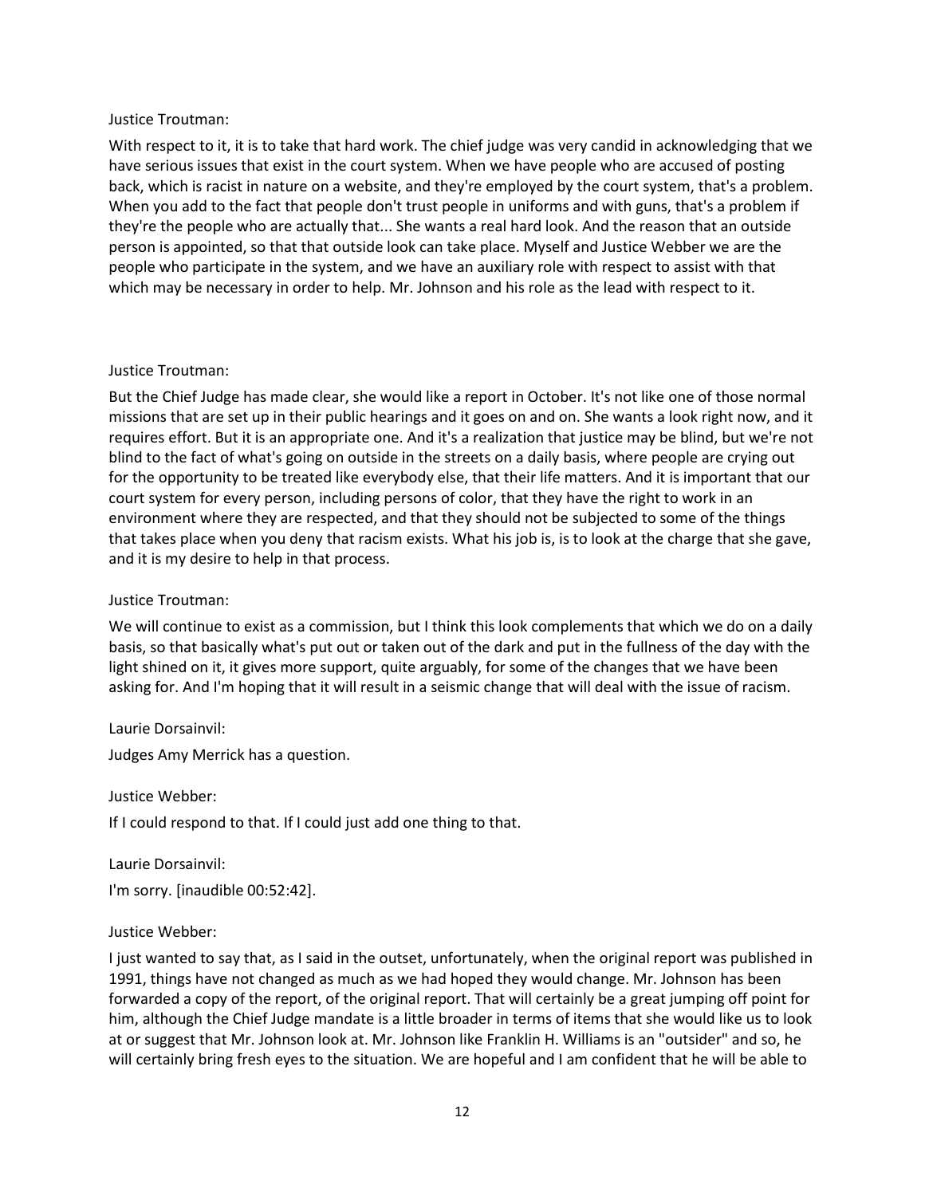Justice Troutman:

With respect to it, it is to take that hard work. The chief judge was very candid in acknowledging that we have serious issues that exist in the court system. When we have people who are accused of posting back, which is racist in nature on a website, and they're employed by the court system, that's a problem. When you add to the fact that people don't trust people in uniforms and with guns, that's a problem if they're the people who are actually that... She wants a real hard look. And the reason that an outside person is appointed, so that that outside look can take place. Myself and Justice Webber we are the people who participate in the system, and we have an auxiliary role with respect to assist with that which may be necessary in order to help. Mr. Johnson and his role as the lead with respect to it.

Justice Troutman:

But the Chief Judge has made clear, she would like a report in October. It's not like one of those normal missions that are set up in their public hearings and it goes on and on. She wants a look right now, and it requires effort. But it is an appropriate one. And it's a realization that justice may be blind, but we're not blind to the fact of what's going on outside in the streets on a daily basis, where people are crying out for the opportunity to be treated like everybody else, that their life matters. And it is important that our court system for every person, including persons of color, that they have the right to work in an environment where they are respected, and that they should not be subjected to some of the things that takes place when you deny that racism exists. What his job is, is to look at the charge that she gave, and it is my desire to help in that process.

Justice Troutman:

We will continue to exist as a commission, but I think this look complements that which we do on a daily basis, so that basically what's put out or taken out of the dark and put in the fullness of the day with the light shined on it, it gives more support, quite arguably, for some of the changes that we have been asking for. And I'm hoping that it will result in a seismic change that will deal with the issue of racism.

Laurie Dorsainvil:

Judges Amy Merrick has a question.

Justice Webber:

If I could respond to that. If I could just add one thing to that.

Laurie Dorsainvil:

I'm sorry. [inaudible 00:52:42].

Justice Webber:

I just wanted to say that, as I said in the outset, unfortunately, when the original report was published in 1991, things have not changed as much as we had hoped they would change. Mr. Johnson has been forwarded a copy of the report, of the original report. That will certainly be a great jumping off point for him, although the Chief Judge mandate is a little broader in terms of items that she would like us to look at or suggest that Mr. Johnson look at. Mr. Johnson like Franklin H. Williams is an "outsider" and so, he will certainly bring fresh eyes to the situation. We are hopeful and I am confident that he will be able to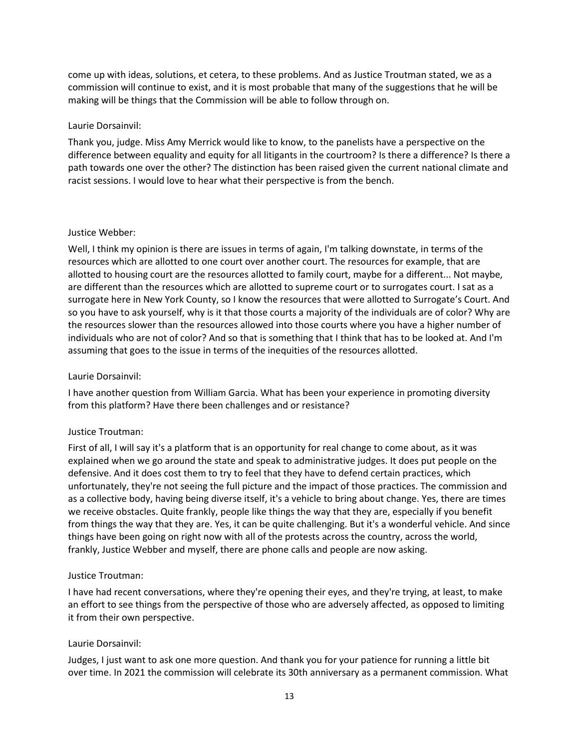come up with ideas, solutions, et cetera, to these problems. And as Justice Troutman stated, we as a commission will continue to exist, and it is most probable that many of the suggestions that he will be making will be things that the Commission will be able to follow through on.

Laurie Dorsainvil:

Thank you, judge. Miss Amy Merrick would like to know, to the panelists have a perspective on the difference between equality and equity for all litigants in the courtroom? Is there a difference? Is there a path towards one over the other? The distinction has been raised given the current national climate and racist sessions. I would love to hear what their perspective is from the bench.

Justice Webber:

Well, I think my opinion is there are issues in terms of again, I'm talking downstate, in terms of the resources which are allotted to one court over another court. The resources for example, that are allotted to housing court are the resources allotted to family court, maybe for a different... Not maybe, are different than the resources which are allotted to supreme court or to surrogates court. I sat as a surrogate here in New York County, so I know the resources that were allotted to Surrogate's Court. And so you have to ask yourself, why is it that those courts a majority of the individuals are of color? Why are the resources slower than the resources allowed into those courts where you have a higher number of individuals who are not of color? And so that is something that I think that has to be looked at. And I'm assuming that goes to the issue in terms of the inequities of the resources allotted.

Laurie Dorsainvil:

I have another question from William Garcia. What has been your experience in promoting diversity from this platform? Have there been challenges and or resistance?

Justice Troutman:

First of all, I will say it's a platform that is an opportunity for real change to come about, as it was explained when we go around the state and speak to administrative judges. It does put people on the defensive. And it does cost them to try to feel that they have to defend certain practices, which unfortunately, they're not seeing the full picture and the impact of those practices. The commission and as a collective body, having being diverse itself, it's a vehicle to bring about change. Yes, there are times we receive obstacles. Quite frankly, people like things the way that they are, especially if you benefit from things the way that they are. Yes, it can be quite challenging. But it's a wonderful vehicle. And since things have been going on right now with all of the protests across the country, across the world, frankly, Justice Webber and myself, there are phone calls and people are now asking.

Justice Troutman:

I have had recent conversations, where they're opening their eyes, and they're trying, at least, to make an effort to see things from the perspective of those who are adversely affected, as opposed to limiting it from their own perspective.

Laurie Dorsainvil:

Judges, I just want to ask one more question. And thank you for your patience for running a little bit over time. In 2021 the commission will celebrate its 30th anniversary as a permanent commission. What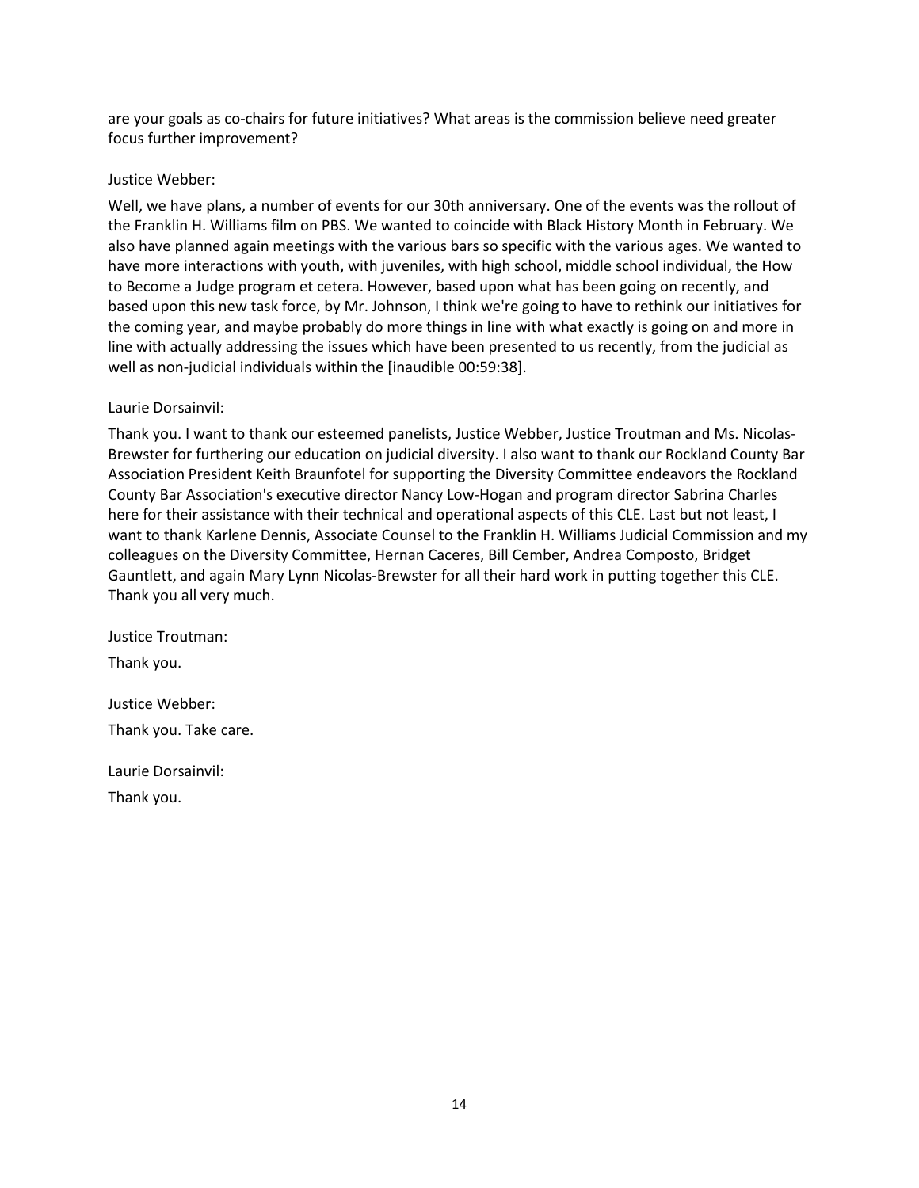are your goals as co-chairs for future initiatives? What areas is the commission believe need greater focus further improvement?

Justice Webber:

Well, we have plans, a number of events for our 30th anniversary. One of the events was the rollout of the Franklin H. Williams film on PBS. We wanted to coincide with Black History Month in February. We also have planned again meetings with the various bars so specific with the various ages. We wanted to have more interactions with youth, with juveniles, with high school, middle school individual, the How to Become a Judge program et cetera. However, based upon what has been going on recently, and based upon this new task force, by Mr. Johnson, I think we're going to have to rethink our initiatives for the coming year, and maybe probably do more things in line with what exactly is going on and more in line with actually addressing the issues which have been presented to us recently, from the judicial as well as non-judicial individuals within the [inaudible 00:59:38].

Laurie Dorsainvil:

Thank you. I want to thank our esteemed panelists, Justice Webber, Justice Troutman and Ms. Nicolas-Brewster for furthering our education on judicial diversity. I also want to thank our Rockland County Bar Association President Keith Braunfotel for supporting the Diversity Committee endeavors the Rockland County Bar Association's executive director Nancy Low-Hogan and program director Sabrina Charles here for their assistance with their technical and operational aspects of this CLE. Last but not least, I want to thank Karlene Dennis, Associate Counsel to the Franklin H. Williams Judicial Commission and my colleagues on the Diversity Committee, Hernan Caceres, Bill Cember, Andrea Composto, Bridget Gauntlett, and again Mary Lynn Nicolas-Brewster for all their hard work in putting together this CLE. Thank you all very much.

Justice Troutman:

Thank you.

Justice Webber:

Thank you. Take care.

Laurie Dorsainvil:

Thank you.